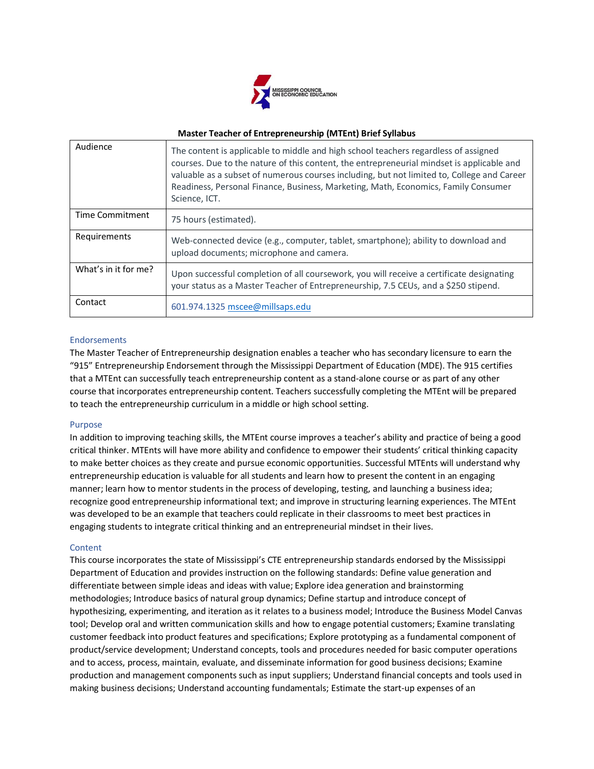MISSISSIPPI COUNCIL ON ECONOMIC EDUCATION

**Master Teacher of Entrepreneurship (MTEnt) Brief Syllabus**

| | |
|---|---|
| Audience | The content is applicable to middle and high school teachers regardless of assigned courses. Due to the nature of this content, the entrepreneurial mindset is applicable and valuable as a subset of numerous courses including, but not limited to, College and Career Readiness, Personal Finance, Business, Marketing, Math, Economics, Family Consumer Science, ICT. |
| Time Commitment | 75 hours (estimated). |
| Requirements | Web-connected device (e.g., computer, tablet, smartphone); ability to download and upload documents; microphone and camera. |
| What's in it for me? | Upon successful completion of all coursework, you will receive a certificate designating your status as a Master Teacher of Entrepreneurship, 7.5 CEUs, and a $250 stipend. |
| Contact | 601.974.1325 mscee@millsaps.edu |

## Endorsements

The Master Teacher of Entrepreneurship designation enables a teacher who has secondary licensure to earn the "915" Entrepreneurship Endorsement through the Mississippi Department of Education (MDE). The 915 certifies that a MTEnt can successfully teach entrepreneurship content as a stand-alone course or as part of any other course that incorporates entrepreneurship content. Teachers successfully completing the MTEnt will be prepared to teach the entrepreneurship curriculum in a middle or high school setting.

## Purpose

In addition to improving teaching skills, the MTEnt course improves a teacher's ability and practice of being a good critical thinker. MTEnts will have more ability and confidence to empower their students' critical thinking capacity to make better choices as they create and pursue economic opportunities. Successful MTEnts will understand why entrepreneurship education is valuable for all students and learn how to present the content in an engaging manner; learn how to mentor students in the process of developing, testing, and launching a business idea; recognize good entrepreneurship informational text; and improve in structuring learning experiences. The MTEnt was developed to be an example that teachers could replicate in their classrooms to meet best practices in engaging students to integrate critical thinking and an entrepreneurial mindset in their lives.

## Content

This course incorporates the state of Mississippi's CTE entrepreneurship standards endorsed by the Mississippi Department of Education and provides instruction on the following standards: Define value generation and differentiate between simple ideas and ideas with value; Explore idea generation and brainstorming methodologies; Introduce basics of natural group dynamics; Define startup and introduce concept of hypothesizing, experimenting, and iteration as it relates to a business model; Introduce the Business Model Canvas tool; Develop oral and written communication skills and how to engage potential customers; Examine translating customer feedback into product features and specifications; Explore prototyping as a fundamental component of product/service development; Understand concepts, tools and procedures needed for basic computer operations and to access, process, maintain, evaluate, and disseminate information for good business decisions; Examine production and management components such as input suppliers; Understand financial concepts and tools used in making business decisions; Understand accounting fundamentals; Estimate the start-up expenses of an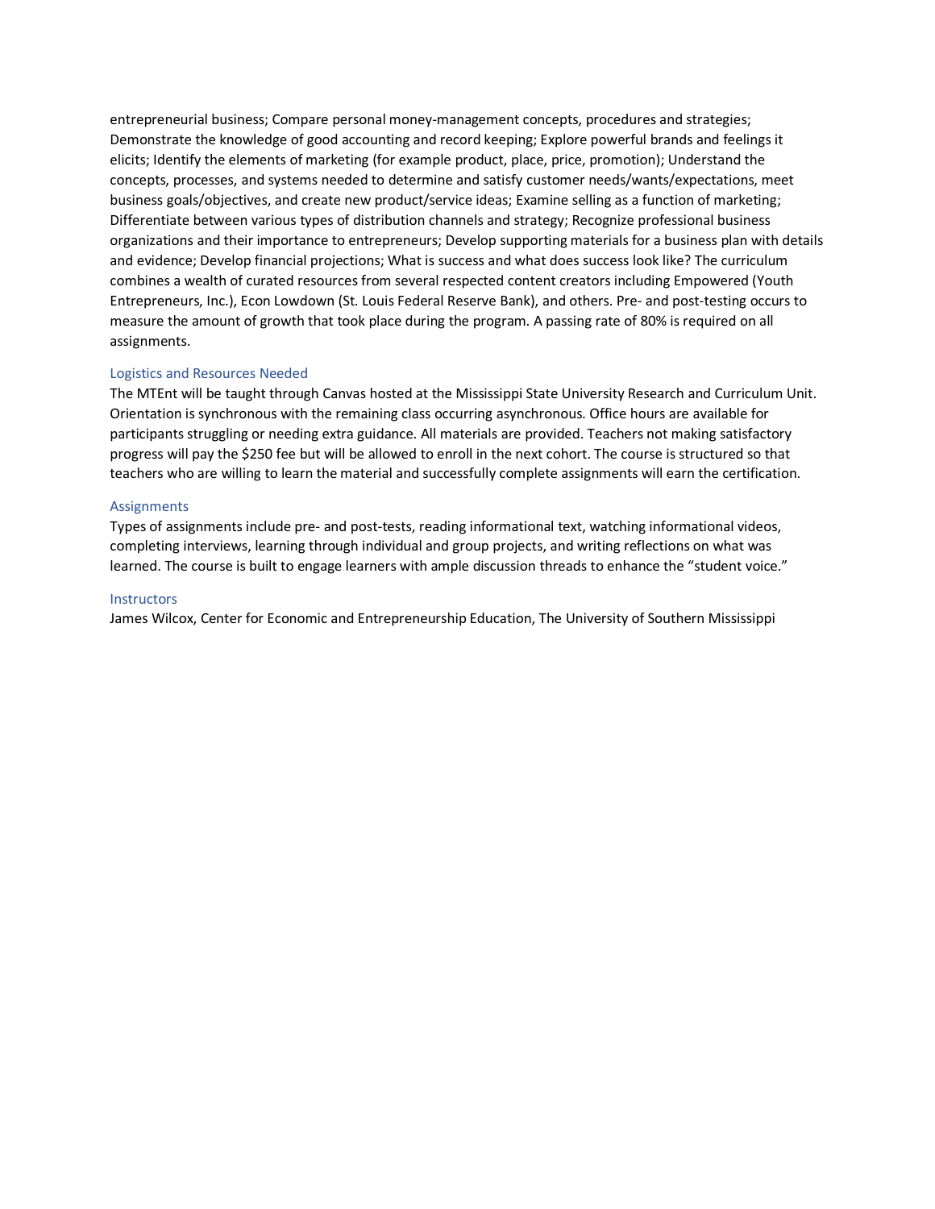entrepreneurial business; Compare personal money-management concepts, procedures and strategies; Demonstrate the knowledge of good accounting and record keeping; Explore powerful brands and feelings it elicits; Identify the elements of marketing (for example product, place, price, promotion); Understand the concepts, processes, and systems needed to determine and satisfy customer needs/wants/expectations, meet business goals/objectives, and create new product/service ideas; Examine selling as a function of marketing; Differentiate between various types of distribution channels and strategy; Recognize professional business organizations and their importance to entrepreneurs; Develop supporting materials for a business plan with details and evidence; Develop financial projections; What is success and what does success look like? The curriculum combines a wealth of curated resources from several respected content creators including Empowered (Youth Entrepreneurs, Inc.), Econ Lowdown (St. Louis Federal Reserve Bank), and others. Pre- and post-testing occurs to measure the amount of growth that took place during the program. A passing rate of 80% is required on all assignments.

## Logistics and Resources Needed

The MTEnt will be taught through Canvas hosted at the Mississippi State University Research and Curriculum Unit. Orientation is synchronous with the remaining class occurring asynchronous. Office hours are available for participants struggling or needing extra guidance. All materials are provided. Teachers not making satisfactory progress will pay the $250 fee but will be allowed to enroll in the next cohort. The course is structured so that teachers who are willing to learn the material and successfully complete assignments will earn the certification.

## Assignments

Types of assignments include pre- and post-tests, reading informational text, watching informational videos, completing interviews, learning through individual and group projects, and writing reflections on what was learned. The course is built to engage learners with ample discussion threads to enhance the “student voice.”

## Instructors

James Wilcox, Center for Economic and Entrepreneurship Education, The University of Southern Mississippi